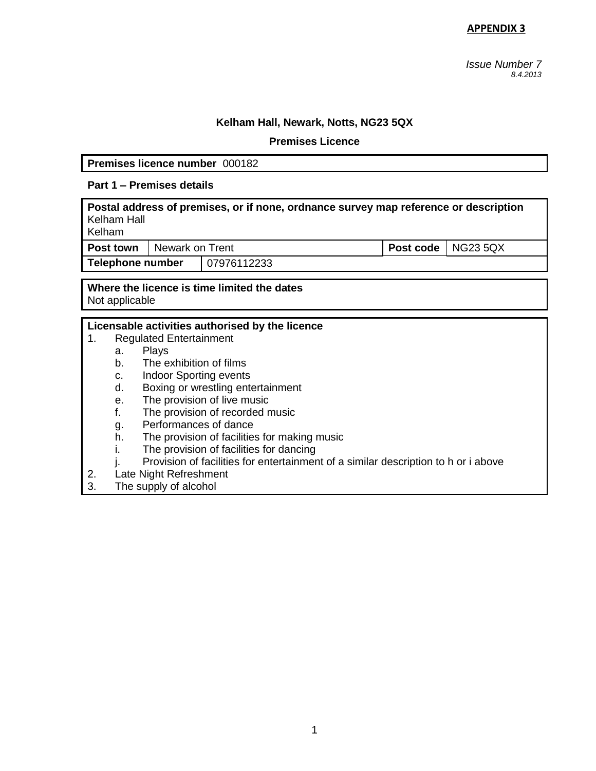**APPENDIX 3**

*Issue Number 7*
*8.4.2013*

**Kelham Hall, Newark, Notts, NG23 5QX**

**Premises Licence**

**Premises licence number** 000182

**Part 1 – Premises details**

**Postal address of premises, or if none, ordnance survey map reference or description**
Kelham Hall
Kelham

| **Post town** | Newark on Trent | **Post code** | NG23 5QX |
|---|---|---|---|
| **Telephone number** | 07976112233 | | |

**Where the licence is time limited the dates**
Not applicable

**Licensable activities authorised by the licence**

1. Regulated Entertainment
    a. Plays
    b. The exhibition of films
    c. Indoor Sporting events
    d. Boxing or wrestling entertainment
    e. The provision of live music
    f. The provision of recorded music
    g. Performances of dance
    h. The provision of facilities for making music
    i. The provision of facilities for dancing
    j. Provision of facilities for entertainment of a similar description to h or i above
2. Late Night Refreshment
3. The supply of alcohol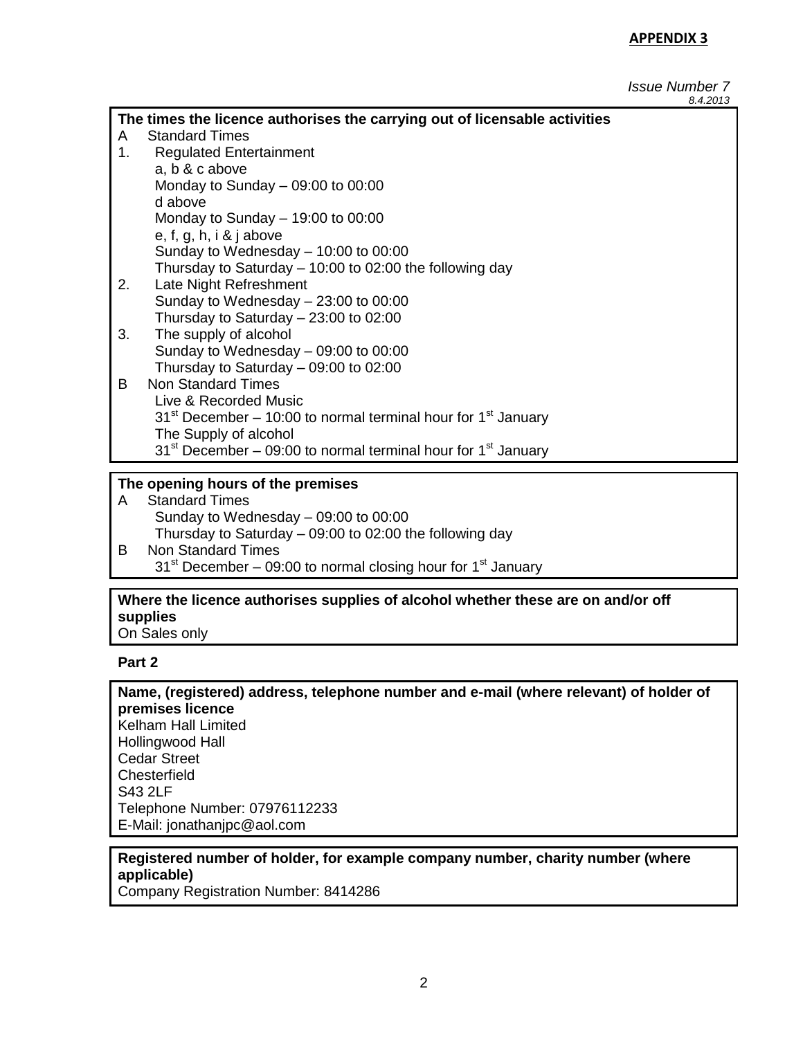**APPENDIX 3**

*Issue Number 7*
*8.4.2013*

**The times the licence authorises the carrying out of licensable activities**

A Standard Times

1. Regulated Entertainment
   a, b & c above
   Monday to Sunday – 09:00 to 00:00
   d above
   Monday to Sunday – 19:00 to 00:00
   e, f, g, h, i & j above
   Sunday to Wednesday – 10:00 to 00:00
   Thursday to Saturday – 10:00 to 02:00 the following day
2. Late Night Refreshment
   Sunday to Wednesday – 23:00 to 00:00
   Thursday to Saturday – 23:00 to 02:00
3. The supply of alcohol
   Sunday to Wednesday – 09:00 to 00:00
   Thursday to Saturday – 09:00 to 02:00

B Non Standard Times
   Live & Recorded Music
   31st December – 10:00 to normal terminal hour for 1st January
   The Supply of alcohol
   31st December – 09:00 to normal terminal hour for 1st January

**The opening hours of the premises**

A Standard Times
   Sunday to Wednesday – 09:00 to 00:00
   Thursday to Saturday – 09:00 to 02:00 the following day

B Non Standard Times
   31st December – 09:00 to normal closing hour for 1st January

**Where the licence authorises supplies of alcohol whether these are on and/or off supplies**
On Sales only

**Part 2**

**Name, (registered) address, telephone number and e-mail (where relevant) of holder of premises licence**
Kelham Hall Limited
Hollingwood Hall
Cedar Street
Chesterfield
S43 2LF
Telephone Number: 07976112233
E-Mail: jonathanjpc@aol.com

**Registered number of holder, for example company number, charity number (where applicable)**
Company Registration Number: 8414286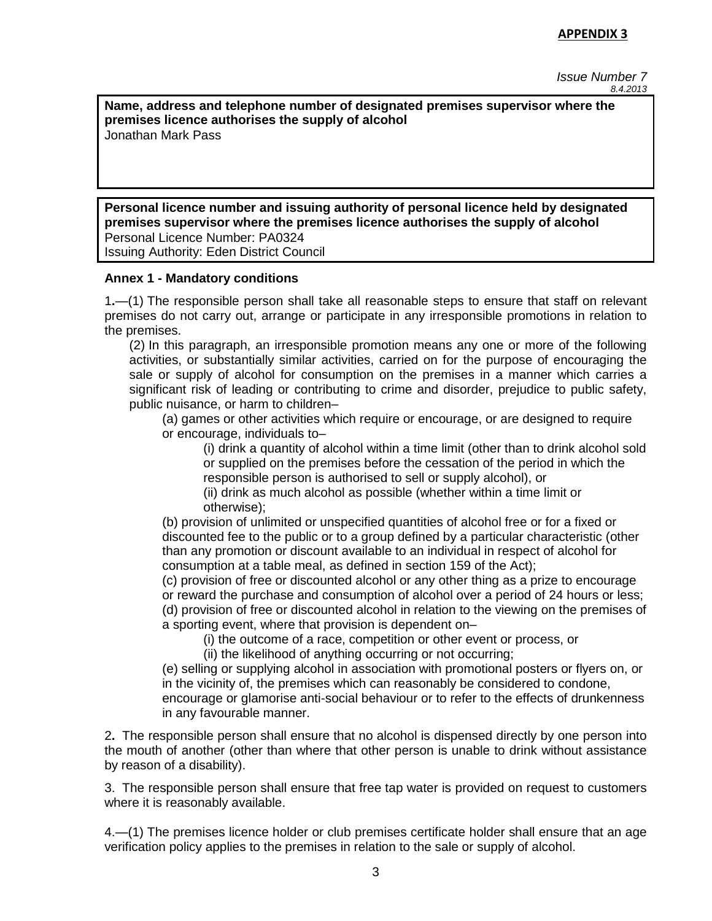**APPENDIX 3**

*Issue Number 7*
*8.4.2013*

**Name, address and telephone number of designated premises supervisor where the premises licence authorises the supply of alcohol**
Jonathan Mark Pass

**Personal licence number and issuing authority of personal licence held by designated premises supervisor where the premises licence authorises the supply of alcohol**
Personal Licence Number: PA0324
Issuing Authority: Eden District Council

**Annex 1 - Mandatory conditions**

1.—(1) The responsible person shall take all reasonable steps to ensure that staff on relevant premises do not carry out, arrange or participate in any irresponsible promotions in relation to the premises.

(2) In this paragraph, an irresponsible promotion means any one or more of the following activities, or substantially similar activities, carried on for the purpose of encouraging the sale or supply of alcohol for consumption on the premises in a manner which carries a significant risk of leading or contributing to crime and disorder, prejudice to public safety, public nuisance, or harm to children–

(a) games or other activities which require or encourage, or are designed to require or encourage, individuals to–

(i) drink a quantity of alcohol within a time limit (other than to drink alcohol sold or supplied on the premises before the cessation of the period in which the responsible person is authorised to sell or supply alcohol), or

(ii) drink as much alcohol as possible (whether within a time limit or otherwise);

(b) provision of unlimited or unspecified quantities of alcohol free or for a fixed or discounted fee to the public or to a group defined by a particular characteristic (other than any promotion or discount available to an individual in respect of alcohol for consumption at a table meal, as defined in section 159 of the Act);

(c) provision of free or discounted alcohol or any other thing as a prize to encourage or reward the purchase and consumption of alcohol over a period of 24 hours or less;

(d) provision of free or discounted alcohol in relation to the viewing on the premises of a sporting event, where that provision is dependent on–

(i) the outcome of a race, competition or other event or process, or

(ii) the likelihood of anything occurring or not occurring;

(e) selling or supplying alcohol in association with promotional posters or flyers on, or in the vicinity of, the premises which can reasonably be considered to condone, encourage or glamorise anti-social behaviour or to refer to the effects of drunkenness in any favourable manner.

2. The responsible person shall ensure that no alcohol is dispensed directly by one person into the mouth of another (other than where that other person is unable to drink without assistance by reason of a disability).

3. The responsible person shall ensure that free tap water is provided on request to customers where it is reasonably available.

4.—(1) The premises licence holder or club premises certificate holder shall ensure that an age verification policy applies to the premises in relation to the sale or supply of alcohol.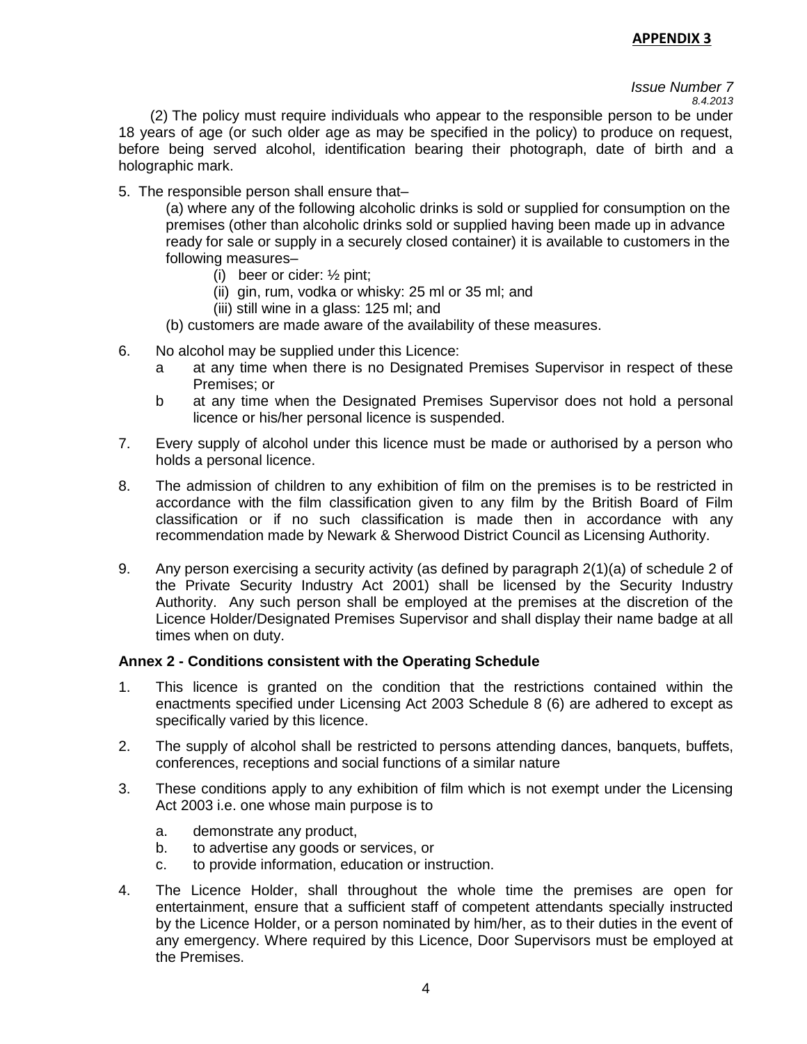**APPENDIX 3**

*Issue Number 7*
*8.4.2013*

(2) The policy must require individuals who appear to the responsible person to be under 18 years of age (or such older age as may be specified in the policy) to produce on request, before being served alcohol, identification bearing their photograph, date of birth and a holographic mark.

5. The responsible person shall ensure that–

   (a) where any of the following alcoholic drinks is sold or supplied for consumption on the premises (other than alcoholic drinks sold or supplied having been made up in advance ready for sale or supply in a securely closed container) it is available to customers in the following measures–

   - (i) beer or cider: ½ pint;
   - (ii) gin, rum, vodka or whisky: 25 ml or 35 ml; and
   - (iii) still wine in a glass: 125 ml; and

   (b) customers are made aware of the availability of these measures.

6. No alcohol may be supplied under this Licence:
   - a at any time when there is no Designated Premises Supervisor in respect of these Premises; or
   - b at any time when the Designated Premises Supervisor does not hold a personal licence or his/her personal licence is suspended.

7. Every supply of alcohol under this licence must be made or authorised by a person who holds a personal licence.

8. The admission of children to any exhibition of film on the premises is to be restricted in accordance with the film classification given to any film by the British Board of Film classification or if no such classification is made then in accordance with any recommendation made by Newark & Sherwood District Council as Licensing Authority.

9. Any person exercising a security activity (as defined by paragraph 2(1)(a) of schedule 2 of the Private Security Industry Act 2001) shall be licensed by the Security Industry Authority. Any such person shall be employed at the premises at the discretion of the Licence Holder/Designated Premises Supervisor and shall display their name badge at all times when on duty.

**Annex 2 - Conditions consistent with the Operating Schedule**

1. This licence is granted on the condition that the restrictions contained within the enactments specified under Licensing Act 2003 Schedule 8 (6) are adhered to except as specifically varied by this licence.

2. The supply of alcohol shall be restricted to persons attending dances, banquets, buffets, conferences, receptions and social functions of a similar nature

3. These conditions apply to any exhibition of film which is not exempt under the Licensing Act 2003 i.e. one whose main purpose is to

   - a. demonstrate any product,
   - b. to advertise any goods or services, or
   - c. to provide information, education or instruction.

4. The Licence Holder, shall throughout the whole time the premises are open for entertainment, ensure that a sufficient staff of competent attendants specially instructed by the Licence Holder, or a person nominated by him/her, as to their duties in the event of any emergency. Where required by this Licence, Door Supervisors must be employed at the Premises.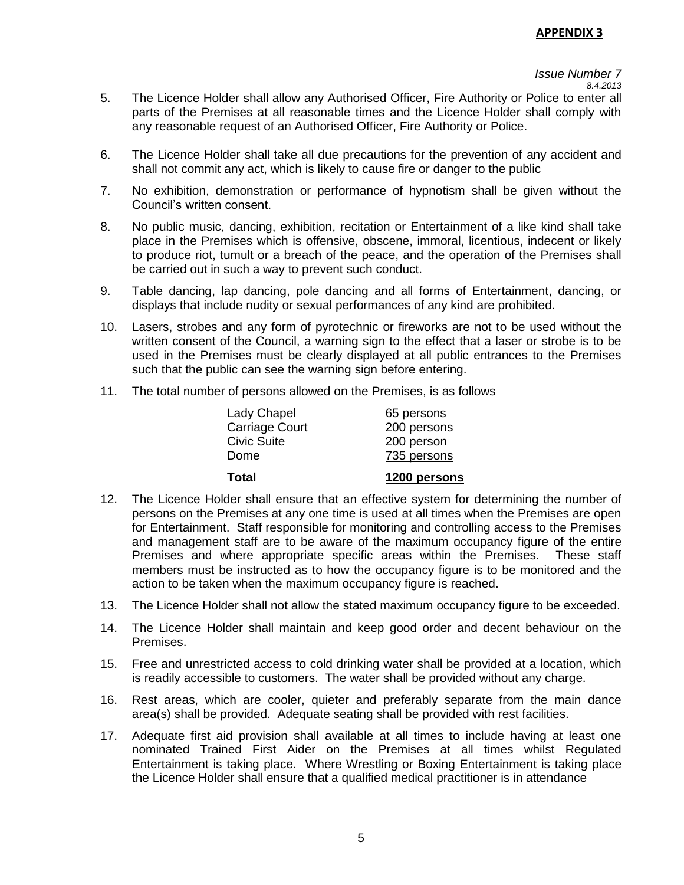5. The Licence Holder shall allow any Authorised Officer, Fire Authority or Police to enter all parts of the Premises at all reasonable times and the Licence Holder shall comply with any reasonable request of an Authorised Officer, Fire Authority or Police.

6. The Licence Holder shall take all due precautions for the prevention of any accident and shall not commit any act, which is likely to cause fire or danger to the public

7. No exhibition, demonstration or performance of hypnotism shall be given without the Council's written consent.

8. No public music, dancing, exhibition, recitation or Entertainment of a like kind shall take place in the Premises which is offensive, obscene, immoral, licentious, indecent or likely to produce riot, tumult or a breach of the peace, and the operation of the Premises shall be carried out in such a way to prevent such conduct.

9. Table dancing, lap dancing, pole dancing and all forms of Entertainment, dancing, or displays that include nudity or sexual performances of any kind are prohibited.

10. Lasers, strobes and any form of pyrotechnic or fireworks are not to be used without the written consent of the Council, a warning sign to the effect that a laser or strobe is to be used in the Premises must be clearly displayed at all public entrances to the Premises such that the public can see the warning sign before entering.

11. The total number of persons allowed on the Premises, is as follows

| | |
|---|---|
| Lady Chapel | 65 persons |
| Carriage Court | 200 persons |
| Civic Suite | 200 person |
| Dome | 735 persons |
| **Total** | **1200 persons** |

12. The Licence Holder shall ensure that an effective system for determining the number of persons on the Premises at any one time is used at all times when the Premises are open for Entertainment. Staff responsible for monitoring and controlling access to the Premises and management staff are to be aware of the maximum occupancy figure of the entire Premises and where appropriate specific areas within the Premises. These staff members must be instructed as to how the occupancy figure is to be monitored and the action to be taken when the maximum occupancy figure is reached.

13. The Licence Holder shall not allow the stated maximum occupancy figure to be exceeded.

14. The Licence Holder shall maintain and keep good order and decent behaviour on the Premises.

15. Free and unrestricted access to cold drinking water shall be provided at a location, which is readily accessible to customers. The water shall be provided without any charge.

16. Rest areas, which are cooler, quieter and preferably separate from the main dance area(s) shall be provided. Adequate seating shall be provided with rest facilities.

17. Adequate first aid provision shall available at all times to include having at least one nominated Trained First Aider on the Premises at all times whilst Regulated Entertainment is taking place. Where Wrestling or Boxing Entertainment is taking place the Licence Holder shall ensure that a qualified medical practitioner is in attendance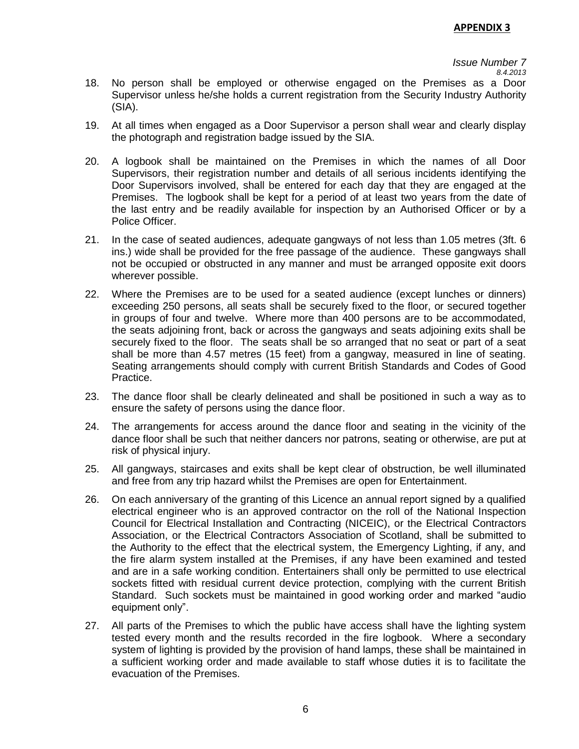18. No person shall be employed or otherwise engaged on the Premises as a Door Supervisor unless he/she holds a current registration from the Security Industry Authority (SIA).

19. At all times when engaged as a Door Supervisor a person shall wear and clearly display the photograph and registration badge issued by the SIA.

20. A logbook shall be maintained on the Premises in which the names of all Door Supervisors, their registration number and details of all serious incidents identifying the Door Supervisors involved, shall be entered for each day that they are engaged at the Premises. The logbook shall be kept for a period of at least two years from the date of the last entry and be readily available for inspection by an Authorised Officer or by a Police Officer.

21. In the case of seated audiences, adequate gangways of not less than 1.05 metres (3ft. 6 ins.) wide shall be provided for the free passage of the audience. These gangways shall not be occupied or obstructed in any manner and must be arranged opposite exit doors wherever possible.

22. Where the Premises are to be used for a seated audience (except lunches or dinners) exceeding 250 persons, all seats shall be securely fixed to the floor, or secured together in groups of four and twelve. Where more than 400 persons are to be accommodated, the seats adjoining front, back or across the gangways and seats adjoining exits shall be securely fixed to the floor. The seats shall be so arranged that no seat or part of a seat shall be more than 4.57 metres (15 feet) from a gangway, measured in line of seating. Seating arrangements should comply with current British Standards and Codes of Good Practice.

23. The dance floor shall be clearly delineated and shall be positioned in such a way as to ensure the safety of persons using the dance floor.

24. The arrangements for access around the dance floor and seating in the vicinity of the dance floor shall be such that neither dancers nor patrons, seating or otherwise, are put at risk of physical injury.

25. All gangways, staircases and exits shall be kept clear of obstruction, be well illuminated and free from any trip hazard whilst the Premises are open for Entertainment.

26. On each anniversary of the granting of this Licence an annual report signed by a qualified electrical engineer who is an approved contractor on the roll of the National Inspection Council for Electrical Installation and Contracting (NICEIC), or the Electrical Contractors Association, or the Electrical Contractors Association of Scotland, shall be submitted to the Authority to the effect that the electrical system, the Emergency Lighting, if any, and the fire alarm system installed at the Premises, if any have been examined and tested and are in a safe working condition. Entertainers shall only be permitted to use electrical sockets fitted with residual current device protection, complying with the current British Standard. Such sockets must be maintained in good working order and marked "audio equipment only".

27. All parts of the Premises to which the public have access shall have the lighting system tested every month and the results recorded in the fire logbook. Where a secondary system of lighting is provided by the provision of hand lamps, these shall be maintained in a sufficient working order and made available to staff whose duties it is to facilitate the evacuation of the Premises.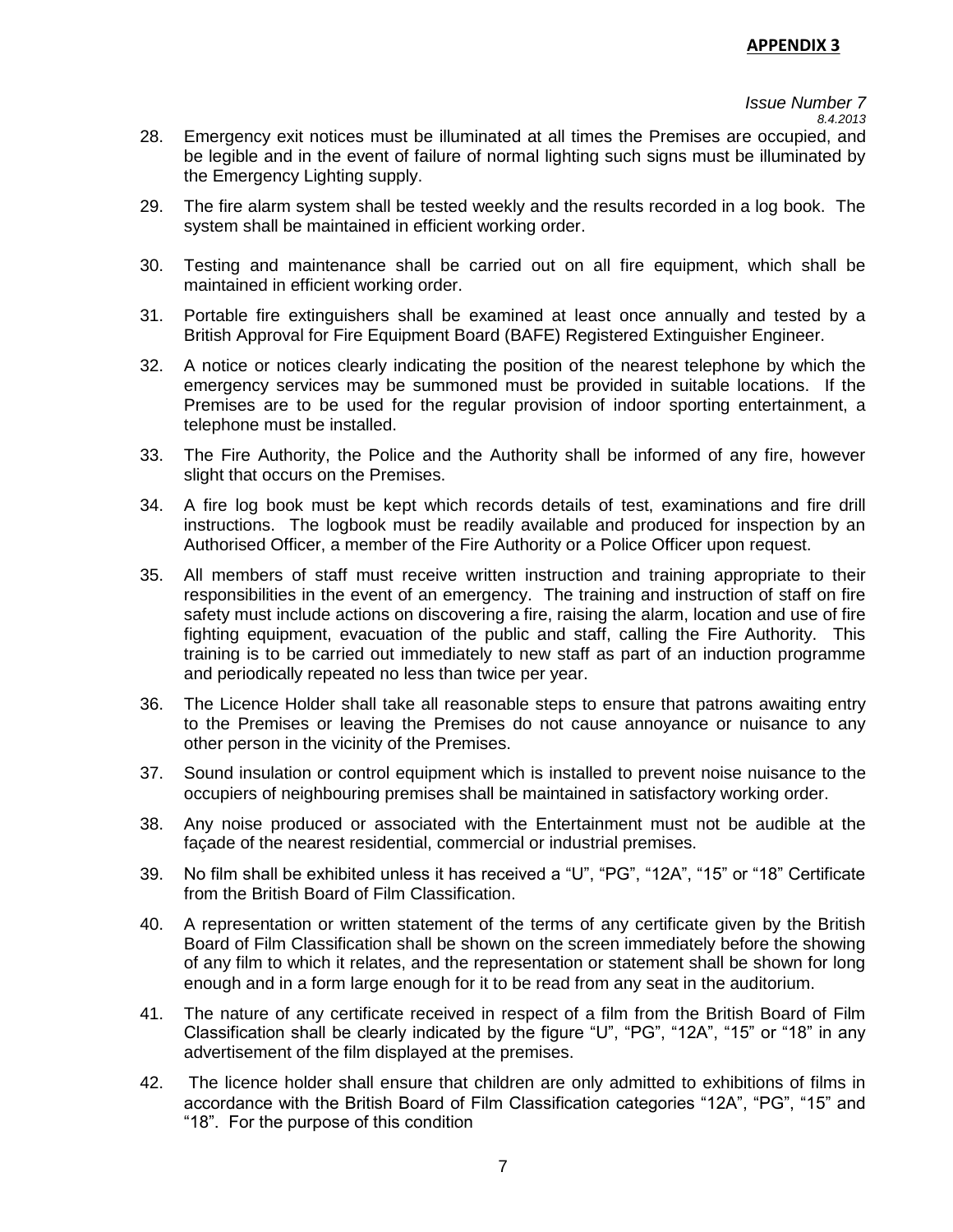**APPENDIX 3**

*Issue Number 7*
*8.4.2013*

28. Emergency exit notices must be illuminated at all times the Premises are occupied, and be legible and in the event of failure of normal lighting such signs must be illuminated by the Emergency Lighting supply.

29. The fire alarm system shall be tested weekly and the results recorded in a log book. The system shall be maintained in efficient working order.

30. Testing and maintenance shall be carried out on all fire equipment, which shall be maintained in efficient working order.

31. Portable fire extinguishers shall be examined at least once annually and tested by a British Approval for Fire Equipment Board (BAFE) Registered Extinguisher Engineer.

32. A notice or notices clearly indicating the position of the nearest telephone by which the emergency services may be summoned must be provided in suitable locations. If the Premises are to be used for the regular provision of indoor sporting entertainment, a telephone must be installed.

33. The Fire Authority, the Police and the Authority shall be informed of any fire, however slight that occurs on the Premises.

34. A fire log book must be kept which records details of test, examinations and fire drill instructions. The logbook must be readily available and produced for inspection by an Authorised Officer, a member of the Fire Authority or a Police Officer upon request.

35. All members of staff must receive written instruction and training appropriate to their responsibilities in the event of an emergency. The training and instruction of staff on fire safety must include actions on discovering a fire, raising the alarm, location and use of fire fighting equipment, evacuation of the public and staff, calling the Fire Authority. This training is to be carried out immediately to new staff as part of an induction programme and periodically repeated no less than twice per year.

36. The Licence Holder shall take all reasonable steps to ensure that patrons awaiting entry to the Premises or leaving the Premises do not cause annoyance or nuisance to any other person in the vicinity of the Premises.

37. Sound insulation or control equipment which is installed to prevent noise nuisance to the occupiers of neighbouring premises shall be maintained in satisfactory working order.

38. Any noise produced or associated with the Entertainment must not be audible at the façade of the nearest residential, commercial or industrial premises.

39. No film shall be exhibited unless it has received a "U", "PG", "12A", "15" or "18" Certificate from the British Board of Film Classification.

40. A representation or written statement of the terms of any certificate given by the British Board of Film Classification shall be shown on the screen immediately before the showing of any film to which it relates, and the representation or statement shall be shown for long enough and in a form large enough for it to be read from any seat in the auditorium.

41. The nature of any certificate received in respect of a film from the British Board of Film Classification shall be clearly indicated by the figure "U", "PG", "12A", "15" or "18" in any advertisement of the film displayed at the premises.

42. The licence holder shall ensure that children are only admitted to exhibitions of films in accordance with the British Board of Film Classification categories "12A", "PG", "15" and "18". For the purpose of this condition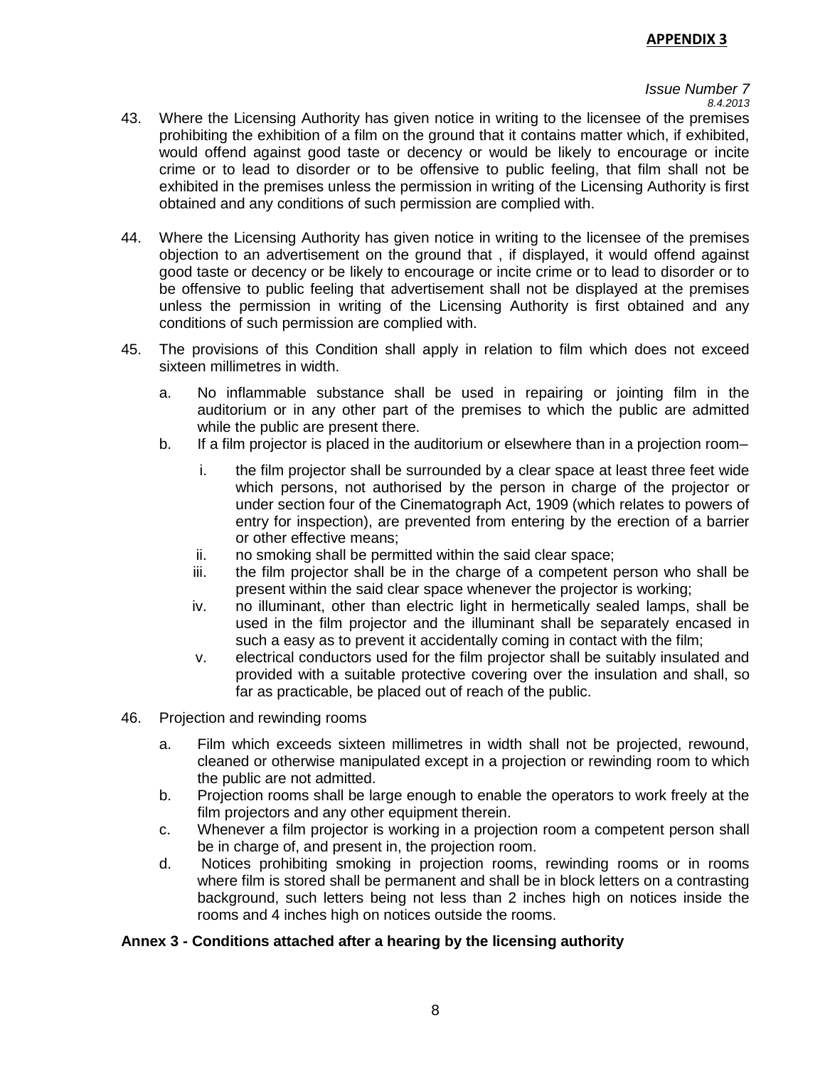43. Where the Licensing Authority has given notice in writing to the licensee of the premises prohibiting the exhibition of a film on the ground that it contains matter which, if exhibited, would offend against good taste or decency or would be likely to encourage or incite crime or to lead to disorder or to be offensive to public feeling, that film shall not be exhibited in the premises unless the permission in writing of the Licensing Authority is first obtained and any conditions of such permission are complied with.

44. Where the Licensing Authority has given notice in writing to the licensee of the premises objection to an advertisement on the ground that , if displayed, it would offend against good taste or decency or be likely to encourage or incite crime or to lead to disorder or to be offensive to public feeling that advertisement shall not be displayed at the premises unless the permission in writing of the Licensing Authority is first obtained and any conditions of such permission are complied with.

45. The provisions of this Condition shall apply in relation to film which does not exceed sixteen millimetres in width.

    a. No inflammable substance shall be used in repairing or jointing film in the auditorium or in any other part of the premises to which the public are admitted while the public are present there.
    b. If a film projector is placed in the auditorium or elsewhere than in a projection room–

        i. the film projector shall be surrounded by a clear space at least three feet wide which persons, not authorised by the person in charge of the projector or under section four of the Cinematograph Act, 1909 (which relates to powers of entry for inspection), are prevented from entering by the erection of a barrier or other effective means;
        ii. no smoking shall be permitted within the said clear space;
        iii. the film projector shall be in the charge of a competent person who shall be present within the said clear space whenever the projector is working;
        iv. no illuminant, other than electric light in hermetically sealed lamps, shall be used in the film projector and the illuminant shall be separately encased in such a easy as to prevent it accidentally coming in contact with the film;
        v. electrical conductors used for the film projector shall be suitably insulated and provided with a suitable protective covering over the insulation and shall, so far as practicable, be placed out of reach of the public.

46. Projection and rewinding rooms

    a. Film which exceeds sixteen millimetres in width shall not be projected, rewound, cleaned or otherwise manipulated except in a projection or rewinding room to which the public are not admitted.
    b. Projection rooms shall be large enough to enable the operators to work freely at the film projectors and any other equipment therein.
    c. Whenever a film projector is working in a projection room a competent person shall be in charge of, and present in, the projection room.
    d. Notices prohibiting smoking in projection rooms, rewinding rooms or in rooms where film is stored shall be permanent and shall be in block letters on a contrasting background, such letters being not less than 2 inches high on notices inside the rooms and 4 inches high on notices outside the rooms.

**Annex 3 - Conditions attached after a hearing by the licensing authority**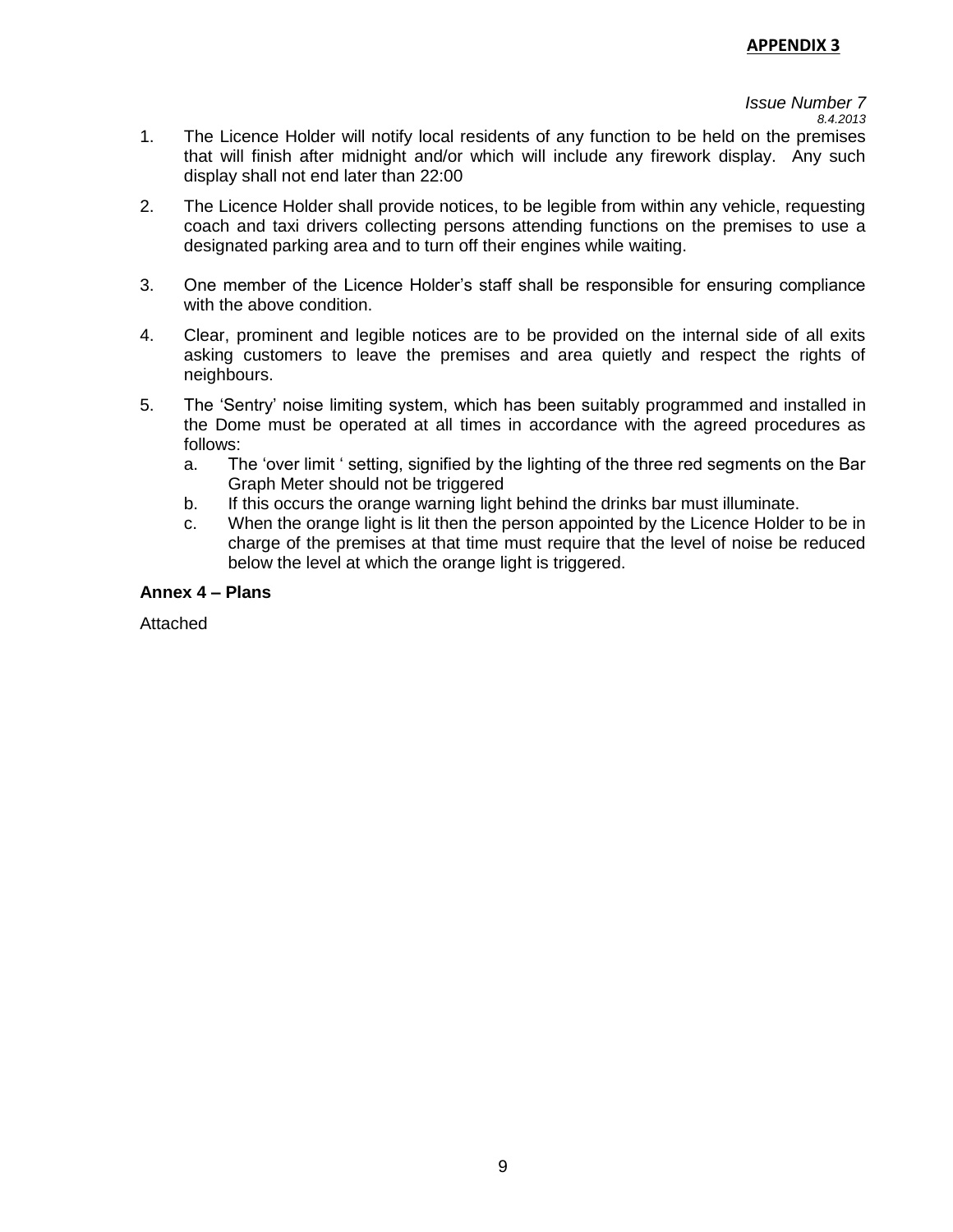**APPENDIX 3**

*Issue Number 7*
*8.4.2013*

1. The Licence Holder will notify local residents of any function to be held on the premises that will finish after midnight and/or which will include any firework display. Any such display shall not end later than 22:00

2. The Licence Holder shall provide notices, to be legible from within any vehicle, requesting coach and taxi drivers collecting persons attending functions on the premises to use a designated parking area and to turn off their engines while waiting.

3. One member of the Licence Holder's staff shall be responsible for ensuring compliance with the above condition.

4. Clear, prominent and legible notices are to be provided on the internal side of all exits asking customers to leave the premises and area quietly and respect the rights of neighbours.

5. The 'Sentry' noise limiting system, which has been suitably programmed and installed in the Dome must be operated at all times in accordance with the agreed procedures as follows:
    a. The 'over limit ' setting, signified by the lighting of the three red segments on the Bar Graph Meter should not be triggered
    b. If this occurs the orange warning light behind the drinks bar must illuminate.
    c. When the orange light is lit then the person appointed by the Licence Holder to be in charge of the premises at that time must require that the level of noise be reduced below the level at which the orange light is triggered.

**Annex 4 – Plans**

Attached